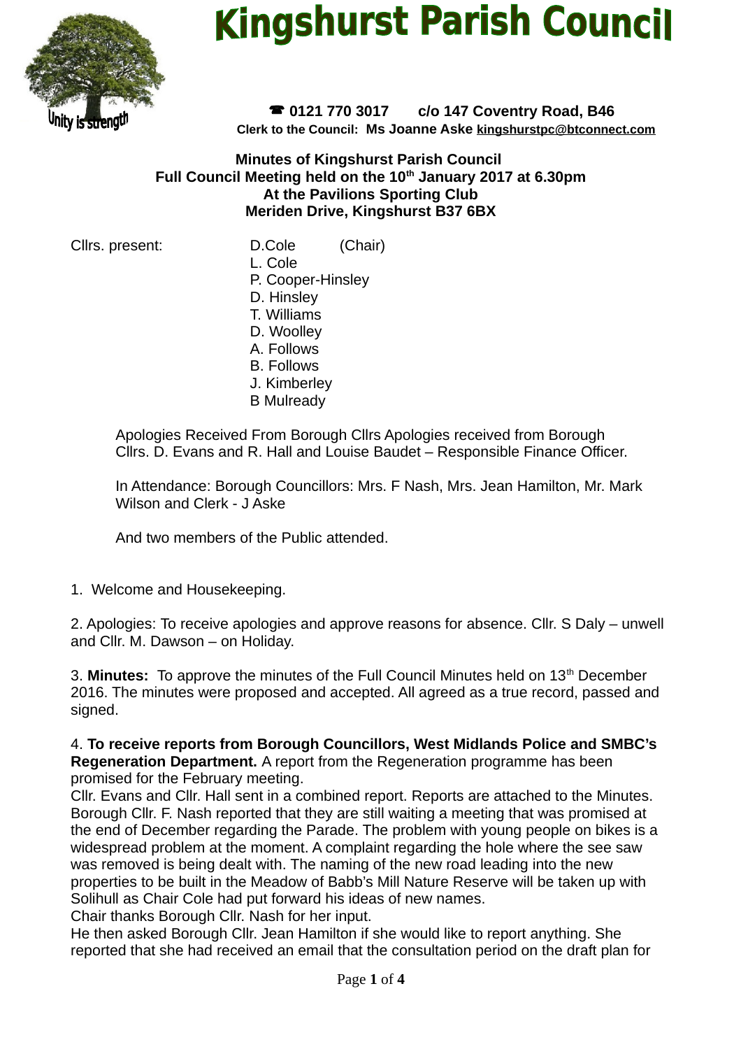# Kingshurst Parish Council

Unity is strength

☎ 0121 770 3017 c/o 147 Coventry Road, B46

**Clerk to the Council: Ms Joanne Aske kingshurstpc@btconnect.com**

**Minutes of Kingshurst Parish Council**
**Full Council Meeting held on the 10th January 2017 at 6.30pm**
**At the Pavilions Sporting Club**
**Meriden Drive, Kingshurst B37 6BX**

Cllrs. present:
- D.Cole (Chair)
- L. Cole
- P. Cooper-Hinsley
- D. Hinsley
- T. Williams
- D. Woolley
- A. Follows
- B. Follows
- J. Kimberley
- B Mulready

Apologies Received From Borough Cllrs Apologies received from Borough Cllrs. D. Evans and R. Hall and Louise Baudet – Responsible Finance Officer.

In Attendance: Borough Councillors: Mrs. F Nash, Mrs. Jean Hamilton, Mr. Mark Wilson and Clerk - J Aske

And two members of the Public attended.

1. Welcome and Housekeeping.

2. Apologies: To receive apologies and approve reasons for absence. Cllr. S Daly – unwell and Cllr. M. Dawson – on Holiday.

3. **Minutes:** To approve the minutes of the Full Council Minutes held on 13th December 2016. The minutes were proposed and accepted. All agreed as a true record, passed and signed.

4. **To receive reports from Borough Councillors, West Midlands Police and SMBC's Regeneration Department.** A report from the Regeneration programme has been promised for the February meeting.
Cllr. Evans and Cllr. Hall sent in a combined report. Reports are attached to the Minutes. Borough Cllr. F. Nash reported that they are still waiting a meeting that was promised at the end of December regarding the Parade. The problem with young people on bikes is a widespread problem at the moment. A complaint regarding the hole where the see saw was removed is being dealt with. The naming of the new road leading into the new properties to be built in the Meadow of Babb's Mill Nature Reserve will be taken up with Solihull as Chair Cole had put forward his ideas of new names.
Chair thanks Borough Cllr. Nash for her input.
He then asked Borough Cllr. Jean Hamilton if she would like to report anything. She reported that she had received an email that the consultation period on the draft plan for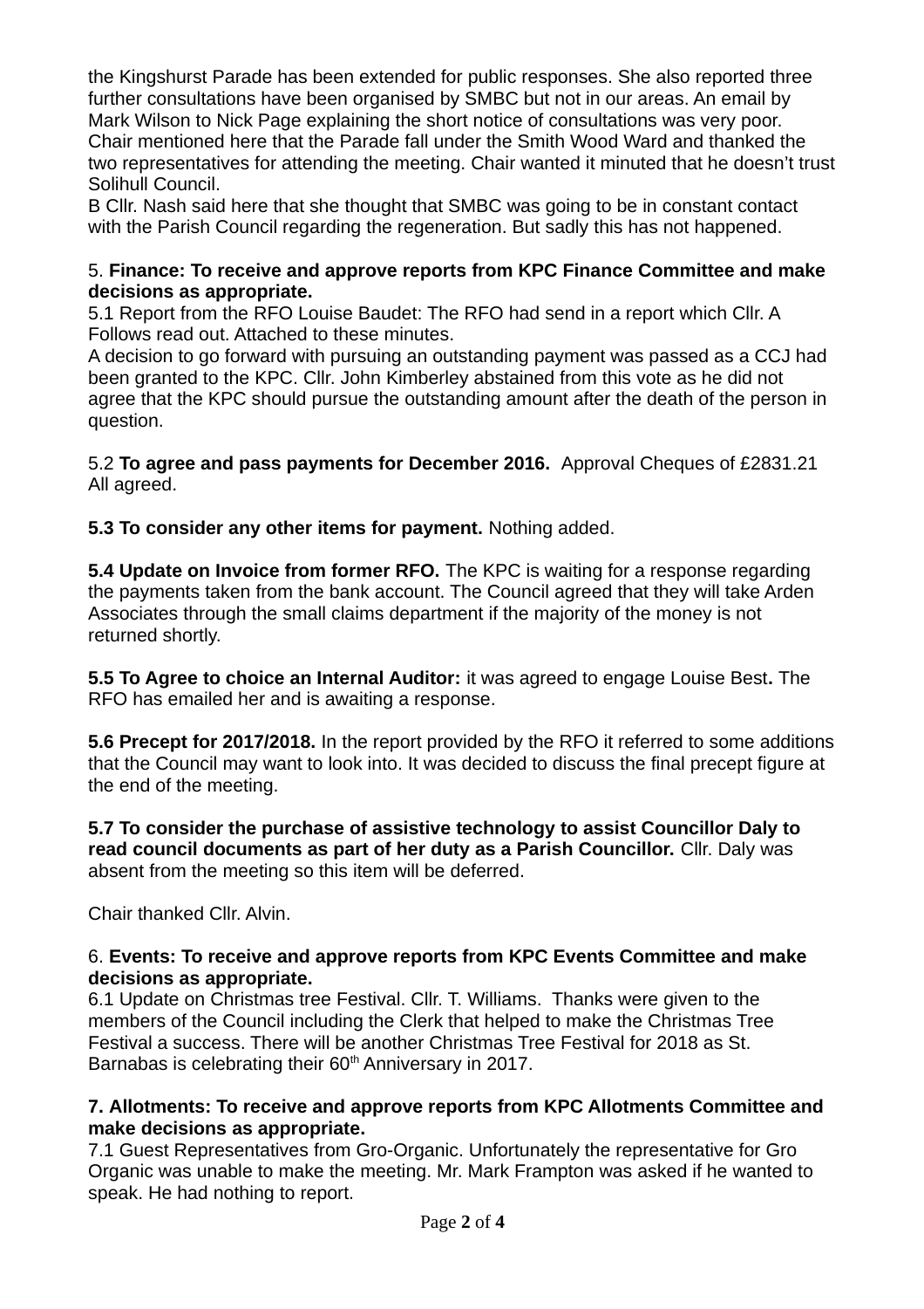the Kingshurst Parade has been extended for public responses. She also reported three further consultations have been organised by SMBC but not in our areas. An email by Mark Wilson to Nick Page explaining the short notice of consultations was very poor. Chair mentioned here that the Parade fall under the Smith Wood Ward and thanked the two representatives for attending the meeting. Chair wanted it minuted that he doesn't trust Solihull Council.
B Cllr. Nash said here that she thought that SMBC was going to be in constant contact with the Parish Council regarding the regeneration. But sadly this has not happened.

5. **Finance: To receive and approve reports from KPC Finance Committee and make decisions as appropriate.**
5.1 Report from the RFO Louise Baudet: The RFO had send in a report which Cllr. A Follows read out. Attached to these minutes.
A decision to go forward with pursuing an outstanding payment was passed as a CCJ had been granted to the KPC. Cllr. John Kimberley abstained from this vote as he did not agree that the KPC should pursue the outstanding amount after the death of the person in question.

5.2 **To agree and pass payments for December 2016.** Approval Cheques of £2831.21 All agreed.

**5.3 To consider any other items for payment.** Nothing added.

**5.4 Update on Invoice from former RFO.** The KPC is waiting for a response regarding the payments taken from the bank account. The Council agreed that they will take Arden Associates through the small claims department if the majority of the money is not returned shortly.

**5.5 To Agree to choice an Internal Auditor:** it was agreed to engage Louise Best**.** The RFO has emailed her and is awaiting a response.

**5.6 Precept for 2017/2018.** In the report provided by the RFO it referred to some additions that the Council may want to look into. It was decided to discuss the final precept figure at the end of the meeting.

**5.7 To consider the purchase of assistive technology to assist Councillor Daly to read council documents as part of her duty as a Parish Councillor.** Cllr. Daly was absent from the meeting so this item will be deferred.

Chair thanked Cllr. Alvin.

6. **Events: To receive and approve reports from KPC Events Committee and make decisions as appropriate.**
6.1 Update on Christmas tree Festival. Cllr. T. Williams. Thanks were given to the members of the Council including the Clerk that helped to make the Christmas Tree Festival a success. There will be another Christmas Tree Festival for 2018 as St. Barnabas is celebrating their 60th Anniversary in 2017.

**7. Allotments: To receive and approve reports from KPC Allotments Committee and make decisions as appropriate.**
7.1 Guest Representatives from Gro-Organic. Unfortunately the representative for Gro Organic was unable to make the meeting. Mr. Mark Frampton was asked if he wanted to speak. He had nothing to report.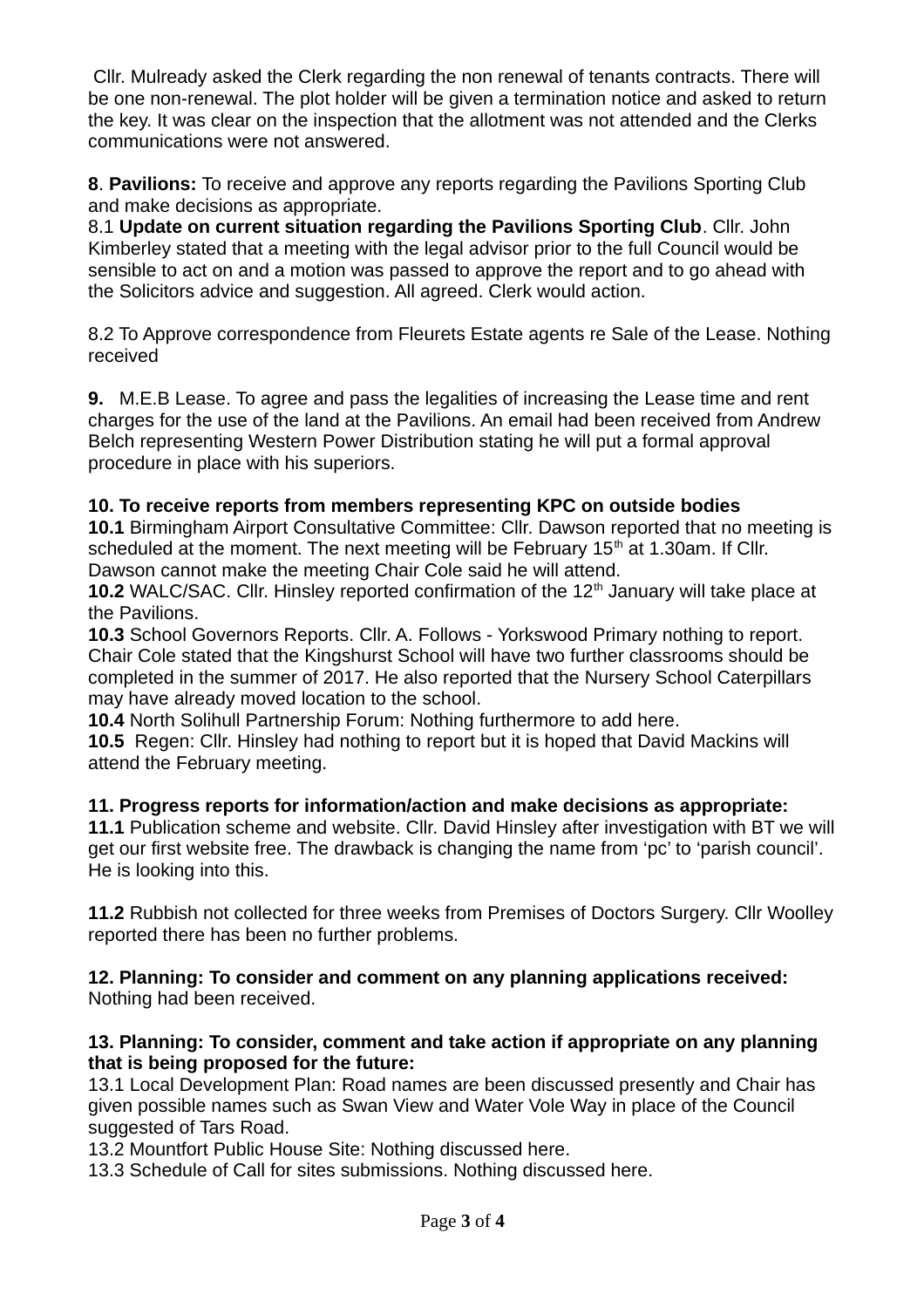Cllr. Mulready asked the Clerk regarding the non renewal of tenants contracts. There will be one non-renewal. The plot holder will be given a termination notice and asked to return the key. It was clear on the inspection that the allotment was not attended and the Clerks communications were not answered.

**8**. **Pavilions:** To receive and approve any reports regarding the Pavilions Sporting Club and make decisions as appropriate.
8.1 **Update on current situation regarding the Pavilions Sporting Club**. Cllr. John Kimberley stated that a meeting with the legal advisor prior to the full Council would be sensible to act on and a motion was passed to approve the report and to go ahead with the Solicitors advice and suggestion. All agreed. Clerk would action.

8.2 To Approve correspondence from Fleurets Estate agents re Sale of the Lease. Nothing received

**9.** M.E.B Lease. To agree and pass the legalities of increasing the Lease time and rent charges for the use of the land at the Pavilions. An email had been received from Andrew Belch representing Western Power Distribution stating he will put a formal approval procedure in place with his superiors.

**10. To receive reports from members representing KPC on outside bodies**
**10.1** Birmingham Airport Consultative Committee: Cllr. Dawson reported that no meeting is scheduled at the moment. The next meeting will be February 15th at 1.30am. If Cllr. Dawson cannot make the meeting Chair Cole said he will attend.
**10.2** WALC/SAC. Cllr. Hinsley reported confirmation of the 12th January will take place at the Pavilions.
**10.3** School Governors Reports. Cllr. A. Follows - Yorkswood Primary nothing to report. Chair Cole stated that the Kingshurst School will have two further classrooms should be completed in the summer of 2017. He also reported that the Nursery School Caterpillars may have already moved location to the school.
**10.4** North Solihull Partnership Forum: Nothing furthermore to add here.
**10.5** Regen: Cllr. Hinsley had nothing to report but it is hoped that David Mackins will attend the February meeting.

**11. Progress reports for information/action and make decisions as appropriate:**
**11.1** Publication scheme and website. Cllr. David Hinsley after investigation with BT we will get our first website free. The drawback is changing the name from 'pc' to 'parish council'. He is looking into this.

**11.2** Rubbish not collected for three weeks from Premises of Doctors Surgery. Cllr Woolley reported there has been no further problems.

**12. Planning: To consider and comment on any planning applications received:**
Nothing had been received.

**13. Planning: To consider, comment and take action if appropriate on any planning that is being proposed for the future:**
13.1 Local Development Plan: Road names are been discussed presently and Chair has given possible names such as Swan View and Water Vole Way in place of the Council suggested of Tars Road.
13.2 Mountfort Public House Site: Nothing discussed here.
13.3 Schedule of Call for sites submissions. Nothing discussed here.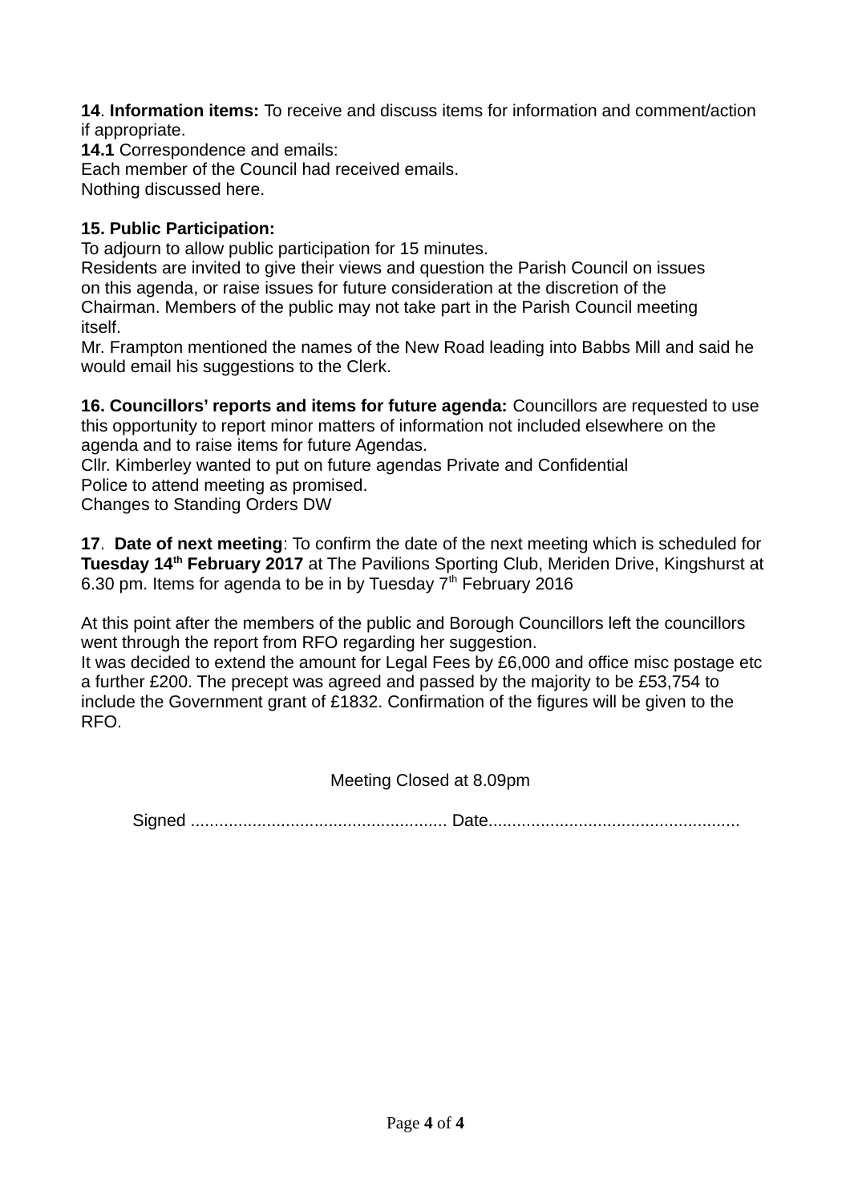**14**. **Information items:** To receive and discuss items for information and comment/action if appropriate.
**14.1** Correspondence and emails:
Each member of the Council had received emails.
Nothing discussed here.

**15. Public Participation:**
To adjourn to allow public participation for 15 minutes.
Residents are invited to give their views and question the Parish Council on issues on this agenda, or raise issues for future consideration at the discretion of the Chairman. Members of the public may not take part in the Parish Council meeting itself.
Mr. Frampton mentioned the names of the New Road leading into Babbs Mill and said he would email his suggestions to the Clerk.

**16. Councillors' reports and items for future agenda:** Councillors are requested to use this opportunity to report minor matters of information not included elsewhere on the agenda and to raise items for future Agendas.
Cllr. Kimberley wanted to put on future agendas Private and Confidential
Police to attend meeting as promised.
Changes to Standing Orders DW

**17**. **Date of next meeting**: To confirm the date of the next meeting which is scheduled for **Tuesday 14th February 2017** at The Pavilions Sporting Club, Meriden Drive, Kingshurst at 6.30 pm. Items for agenda to be in by Tuesday 7th February 2016

At this point after the members of the public and Borough Councillors left the councillors went through the report from RFO regarding her suggestion.
It was decided to extend the amount for Legal Fees by £6,000 and office misc postage etc a further £200. The precept was agreed and passed by the majority to be £53,754 to include the Government grant of £1832. Confirmation of the figures will be given to the RFO.

Meeting Closed at 8.09pm

Signed ..................................................... Date....................................................